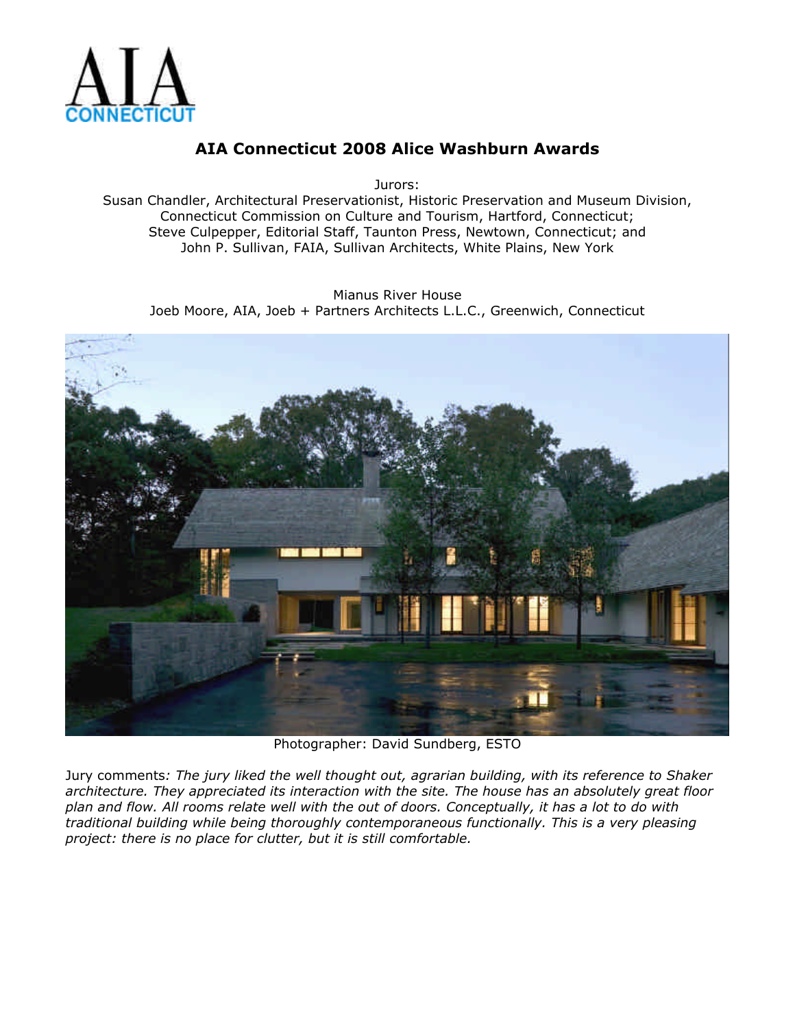AIA CONNECTICUT

# AIA Connecticut 2008 Alice Washburn Awards

Jurors:
Susan Chandler, Architectural Preservationist, Historic Preservation and Museum Division, Connecticut Commission on Culture and Tourism, Hartford, Connecticut;
Steve Culpepper, Editorial Staff, Taunton Press, Newtown, Connecticut; and
John P. Sullivan, FAIA, Sullivan Architects, White Plains, New York

Mianus River House
Joeb Moore, AIA, Joeb + Partners Architects L.L.C., Greenwich, Connecticut

Photographer: David Sundberg, ESTO

Jury comments*: The jury liked the well thought out, agrarian building, with its reference to Shaker architecture. They appreciated its interaction with the site. The house has an absolutely great floor plan and flow. All rooms relate well with the out of doors. Conceptually, it has a lot to do with traditional building while being thoroughly contemporaneous functionally. This is a very pleasing project: there is no place for clutter, but it is still comfortable.*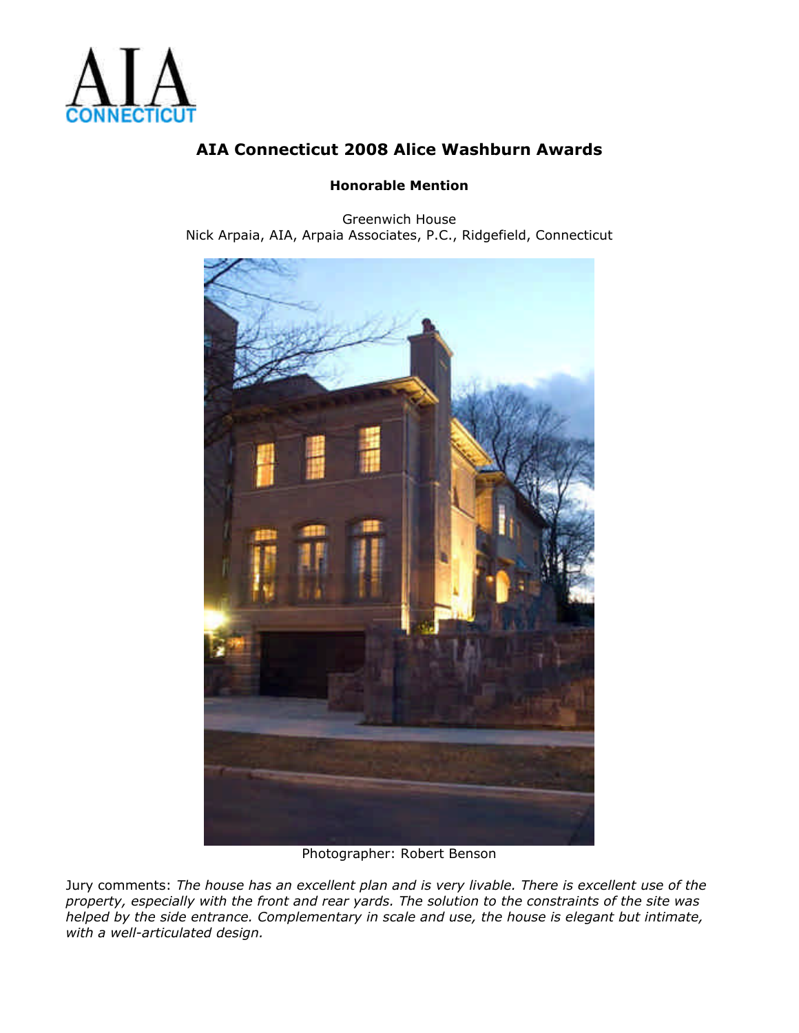AIA CONNECTICUT

# AIA Connecticut 2008 Alice Washburn Awards

## Honorable Mention

Greenwich House
Nick Arpaia, AIA, Arpaia Associates, P.C., Ridgefield, Connecticut

Photographer: Robert Benson

Jury comments: *The house has an excellent plan and is very livable. There is excellent use of the property, especially with the front and rear yards. The solution to the constraints of the site was helped by the side entrance. Complementary in scale and use, the house is elegant but intimate, with a well-articulated design.*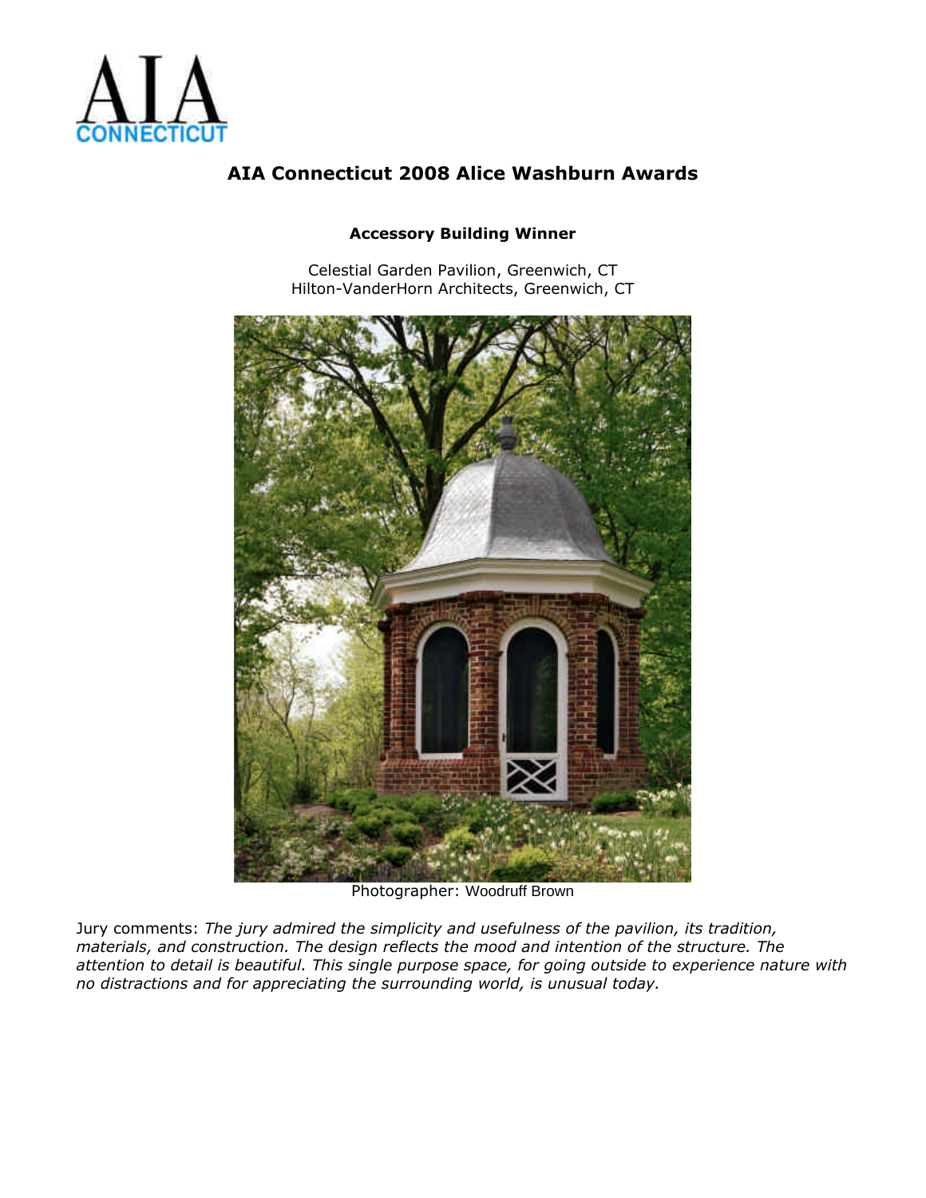AIA CONNECTICUT

# AIA Connecticut 2008 Alice Washburn Awards

## Accessory Building Winner

Celestial Garden Pavilion, Greenwich, CT
Hilton-VanderHorn Architects, Greenwich, CT

Photographer: Woodruff Brown

Jury comments: *The jury admired the simplicity and usefulness of the pavilion, its tradition, materials, and construction. The design reflects the mood and intention of the structure. The attention to detail is beautiful. This single purpose space, for going outside to experience nature with no distractions and for appreciating the surrounding world, is unusual today.*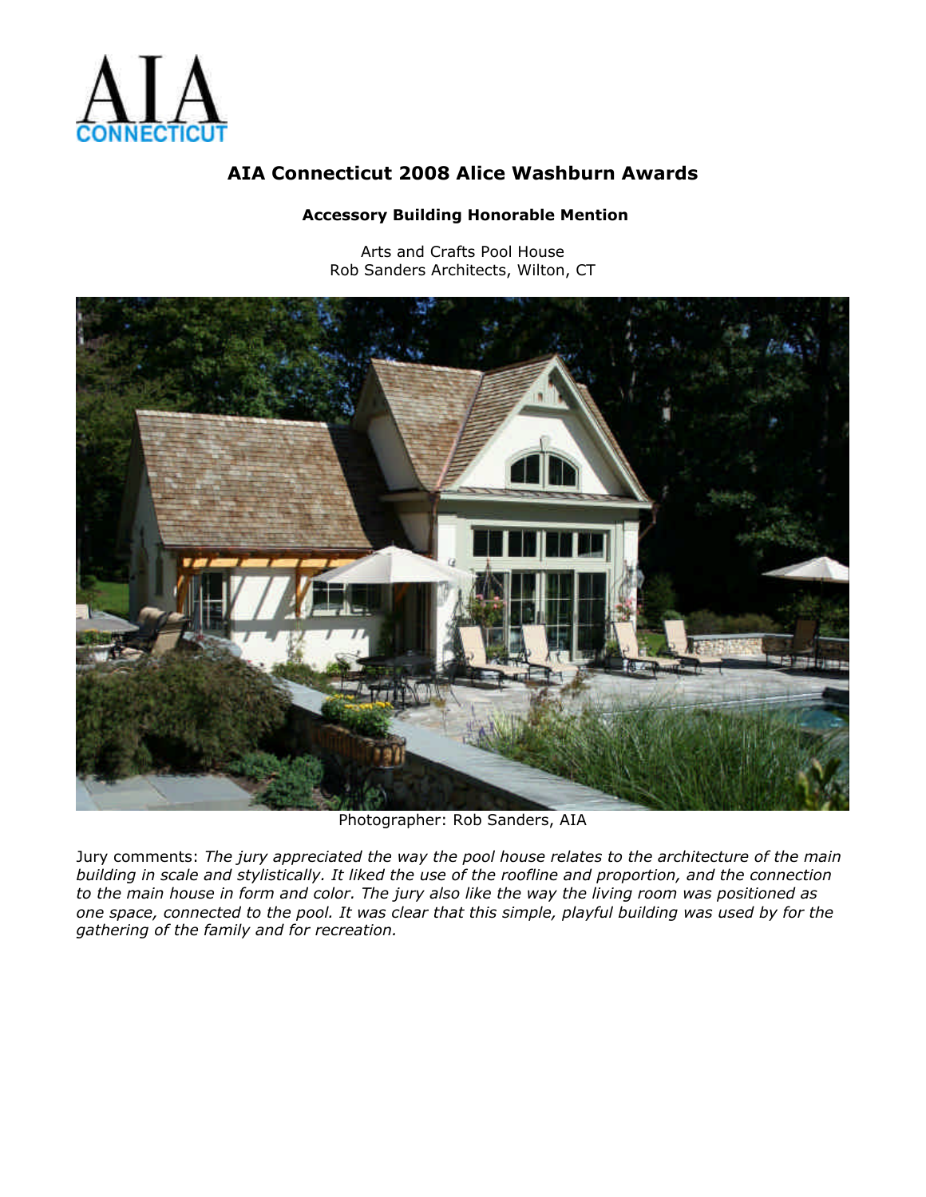# AIA Connecticut 2008 Alice Washburn Awards

**Accessory Building Honorable Mention**

Arts and Crafts Pool House
Rob Sanders Architects, Wilton, CT

Photographer: Rob Sanders, AIA

Jury comments: *The jury appreciated the way the pool house relates to the architecture of the main building in scale and stylistically. It liked the use of the roofline and proportion, and the connection to the main house in form and color. The jury also like the way the living room was positioned as one space, connected to the pool. It was clear that this simple, playful building was used by for the gathering of the family and for recreation.*